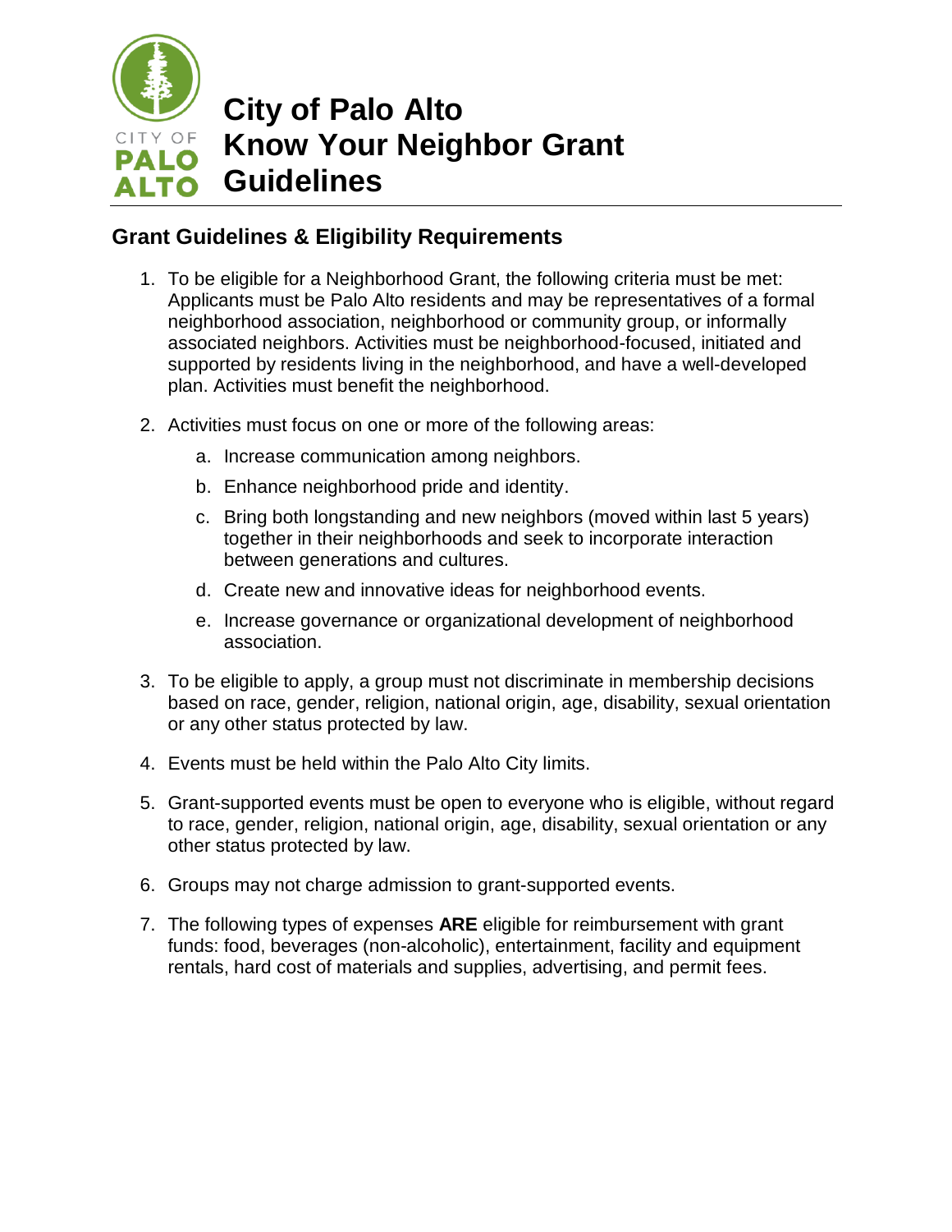# City of Palo Alto Know Your Neighbor Grant Guidelines

## Grant Guidelines & Eligibility Requirements

1. To be eligible for a Neighborhood Grant, the following criteria must be met: Applicants must be Palo Alto residents and may be representatives of a formal neighborhood association, neighborhood or community group, or informally associated neighbors. Activities must be neighborhood-focused, initiated and supported by residents living in the neighborhood, and have a well-developed plan. Activities must benefit the neighborhood.

2. Activities must focus on one or more of the following areas:
   a. Increase communication among neighbors.
   b. Enhance neighborhood pride and identity.
   c. Bring both longstanding and new neighbors (moved within last 5 years) together in their neighborhoods and seek to incorporate interaction between generations and cultures.
   d. Create new and innovative ideas for neighborhood events.
   e. Increase governance or organizational development of neighborhood association.

3. To be eligible to apply, a group must not discriminate in membership decisions based on race, gender, religion, national origin, age, disability, sexual orientation or any other status protected by law.

4. Events must be held within the Palo Alto City limits.

5. Grant-supported events must be open to everyone who is eligible, without regard to race, gender, religion, national origin, age, disability, sexual orientation or any other status protected by law.

6. Groups may not charge admission to grant-supported events.

7. The following types of expenses **ARE** eligible for reimbursement with grant funds: food, beverages (non-alcoholic), entertainment, facility and equipment rentals, hard cost of materials and supplies, advertising, and permit fees.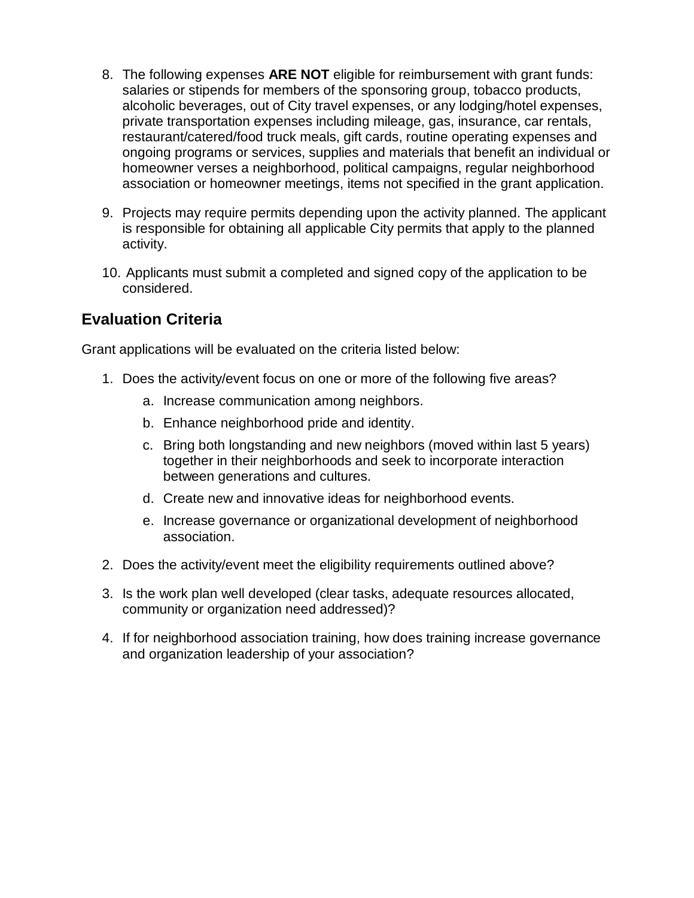8. The following expenses **ARE NOT** eligible for reimbursement with grant funds: salaries or stipends for members of the sponsoring group, tobacco products, alcoholic beverages, out of City travel expenses, or any lodging/hotel expenses, private transportation expenses including mileage, gas, insurance, car rentals, restaurant/catered/food truck meals, gift cards, routine operating expenses and ongoing programs or services, supplies and materials that benefit an individual or homeowner verses a neighborhood, political campaigns, regular neighborhood association or homeowner meetings, items not specified in the grant application.

9. Projects may require permits depending upon the activity planned. The applicant is responsible for obtaining all applicable City permits that apply to the planned activity.

10. Applicants must submit a completed and signed copy of the application to be considered.

## Evaluation Criteria

Grant applications will be evaluated on the criteria listed below:

1. Does the activity/event focus on one or more of the following five areas?
   a. Increase communication among neighbors.
   b. Enhance neighborhood pride and identity.
   c. Bring both longstanding and new neighbors (moved within last 5 years) together in their neighborhoods and seek to incorporate interaction between generations and cultures.
   d. Create new and innovative ideas for neighborhood events.
   e. Increase governance or organizational development of neighborhood association.

2. Does the activity/event meet the eligibility requirements outlined above?

3. Is the work plan well developed (clear tasks, adequate resources allocated, community or organization need addressed)?

4. If for neighborhood association training, how does training increase governance and organization leadership of your association?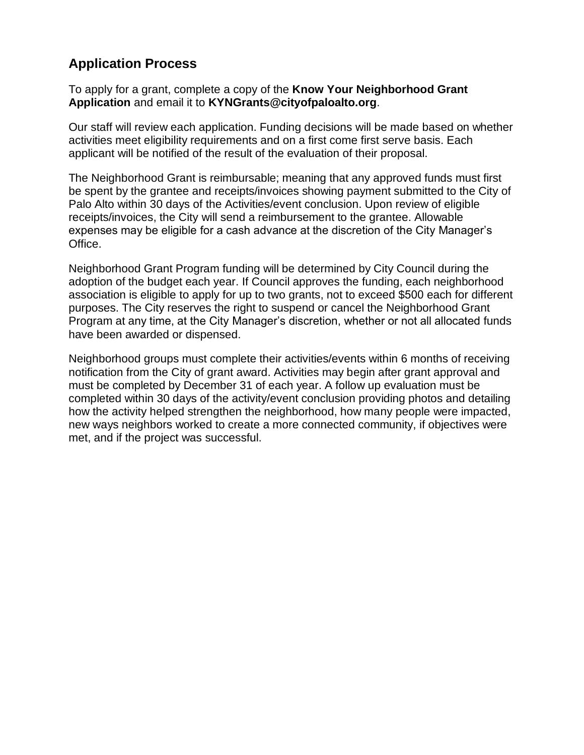## Application Process

To apply for a grant, complete a copy of the **Know Your Neighborhood Grant Application** and email it to **KYNGrants@cityofpaloalto.org**.

Our staff will review each application. Funding decisions will be made based on whether activities meet eligibility requirements and on a first come first serve basis. Each applicant will be notified of the result of the evaluation of their proposal.

The Neighborhood Grant is reimbursable; meaning that any approved funds must first be spent by the grantee and receipts/invoices showing payment submitted to the City of Palo Alto within 30 days of the Activities/event conclusion. Upon review of eligible receipts/invoices, the City will send a reimbursement to the grantee. Allowable expenses may be eligible for a cash advance at the discretion of the City Manager's Office.

Neighborhood Grant Program funding will be determined by City Council during the adoption of the budget each year. If Council approves the funding, each neighborhood association is eligible to apply for up to two grants, not to exceed $500 each for different purposes. The City reserves the right to suspend or cancel the Neighborhood Grant Program at any time, at the City Manager's discretion, whether or not all allocated funds have been awarded or dispensed.

Neighborhood groups must complete their activities/events within 6 months of receiving notification from the City of grant award. Activities may begin after grant approval and must be completed by December 31 of each year. A follow up evaluation must be completed within 30 days of the activity/event conclusion providing photos and detailing how the activity helped strengthen the neighborhood, how many people were impacted, new ways neighbors worked to create a more connected community, if objectives were met, and if the project was successful.